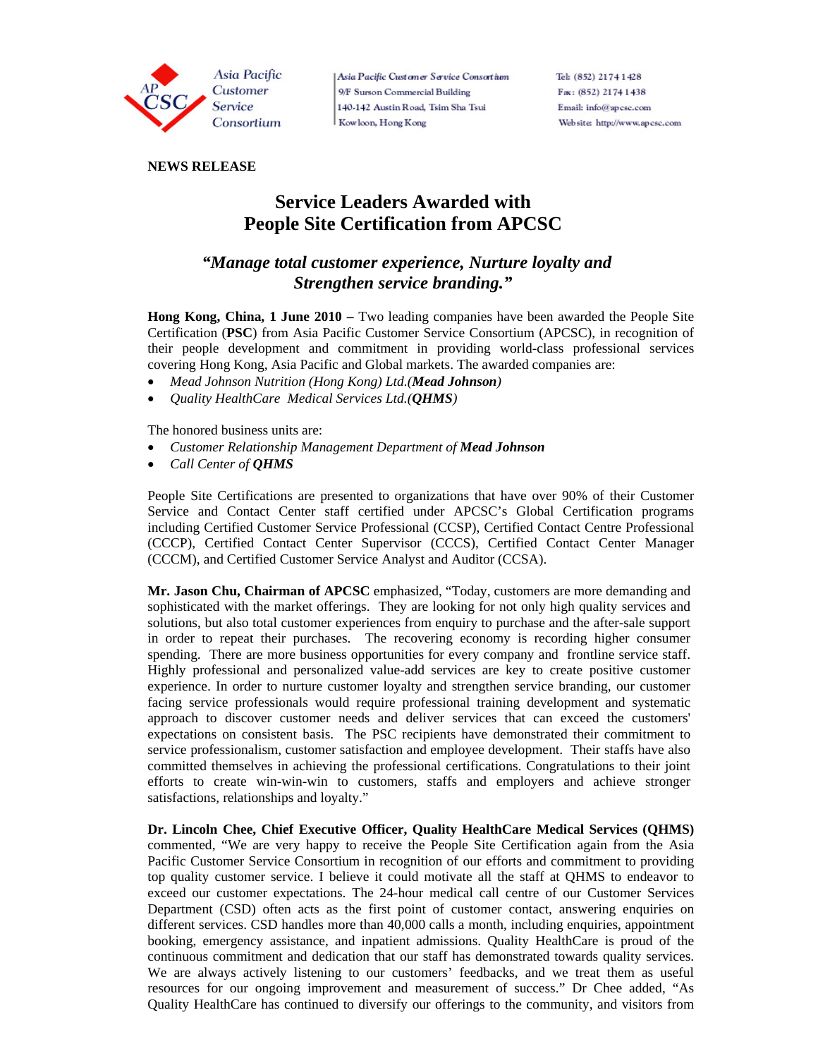Asia Pacific Customer Service Consortium
9/F Surson Commercial Building
140-142 Austin Road, Tsim Sha Tsui
Kowloon, Hong Kong

Tel: (852) 2174 1428
Fax: (852) 2174 1438
Email: info@apcsc.com
Website: http://www.apcsc.com

**NEWS RELEASE**

# Service Leaders Awarded with People Site Certification from APCSC

## *"Manage total customer experience, Nurture loyalty and Strengthen service branding."*

**Hong Kong, China, 1 June 2010 –** Two leading companies have been awarded the People Site Certification (**PSC**) from Asia Pacific Customer Service Consortium (APCSC), in recognition of their people development and commitment in providing world-class professional services covering Hong Kong, Asia Pacific and Global markets. The awarded companies are:

- *Mead Johnson Nutrition (Hong Kong) Ltd.(**Mead Johnson**)*
- *Quality HealthCare Medical Services Ltd.(**QHMS**)*

The honored business units are:

- *Customer Relationship Management Department of **Mead Johnson***
- *Call Center of **QHMS***

People Site Certifications are presented to organizations that have over 90% of their Customer Service and Contact Center staff certified under APCSC's Global Certification programs including Certified Customer Service Professional (CCSP), Certified Contact Centre Professional (CCCP), Certified Contact Center Supervisor (CCCS), Certified Contact Center Manager (CCCM), and Certified Customer Service Analyst and Auditor (CCSA).

**Mr. Jason Chu, Chairman of APCSC** emphasized, "Today, customers are more demanding and sophisticated with the market offerings. They are looking for not only high quality services and solutions, but also total customer experiences from enquiry to purchase and the after-sale support in order to repeat their purchases. The recovering economy is recording higher consumer spending. There are more business opportunities for every company and frontline service staff. Highly professional and personalized value-add services are key to create positive customer experience. In order to nurture customer loyalty and strengthen service branding, our customer facing service professionals would require professional training development and systematic approach to discover customer needs and deliver services that can exceed the customers' expectations on consistent basis. The PSC recipients have demonstrated their commitment to service professionalism, customer satisfaction and employee development. Their staffs have also committed themselves in achieving the professional certifications. Congratulations to their joint efforts to create win-win-win to customers, staffs and employers and achieve stronger satisfactions, relationships and loyalty."

**Dr. Lincoln Chee, Chief Executive Officer, Quality HealthCare Medical Services (QHMS)** commented, "We are very happy to receive the People Site Certification again from the Asia Pacific Customer Service Consortium in recognition of our efforts and commitment to providing top quality customer service. I believe it could motivate all the staff at QHMS to endeavor to exceed our customer expectations. The 24-hour medical call centre of our Customer Services Department (CSD) often acts as the first point of customer contact, answering enquiries on different services. CSD handles more than 40,000 calls a month, including enquiries, appointment booking, emergency assistance, and inpatient admissions. Quality HealthCare is proud of the continuous commitment and dedication that our staff has demonstrated towards quality services. We are always actively listening to our customers' feedbacks, and we treat them as useful resources for our ongoing improvement and measurement of success." Dr Chee added, "As Quality HealthCare has continued to diversify our offerings to the community, and visitors from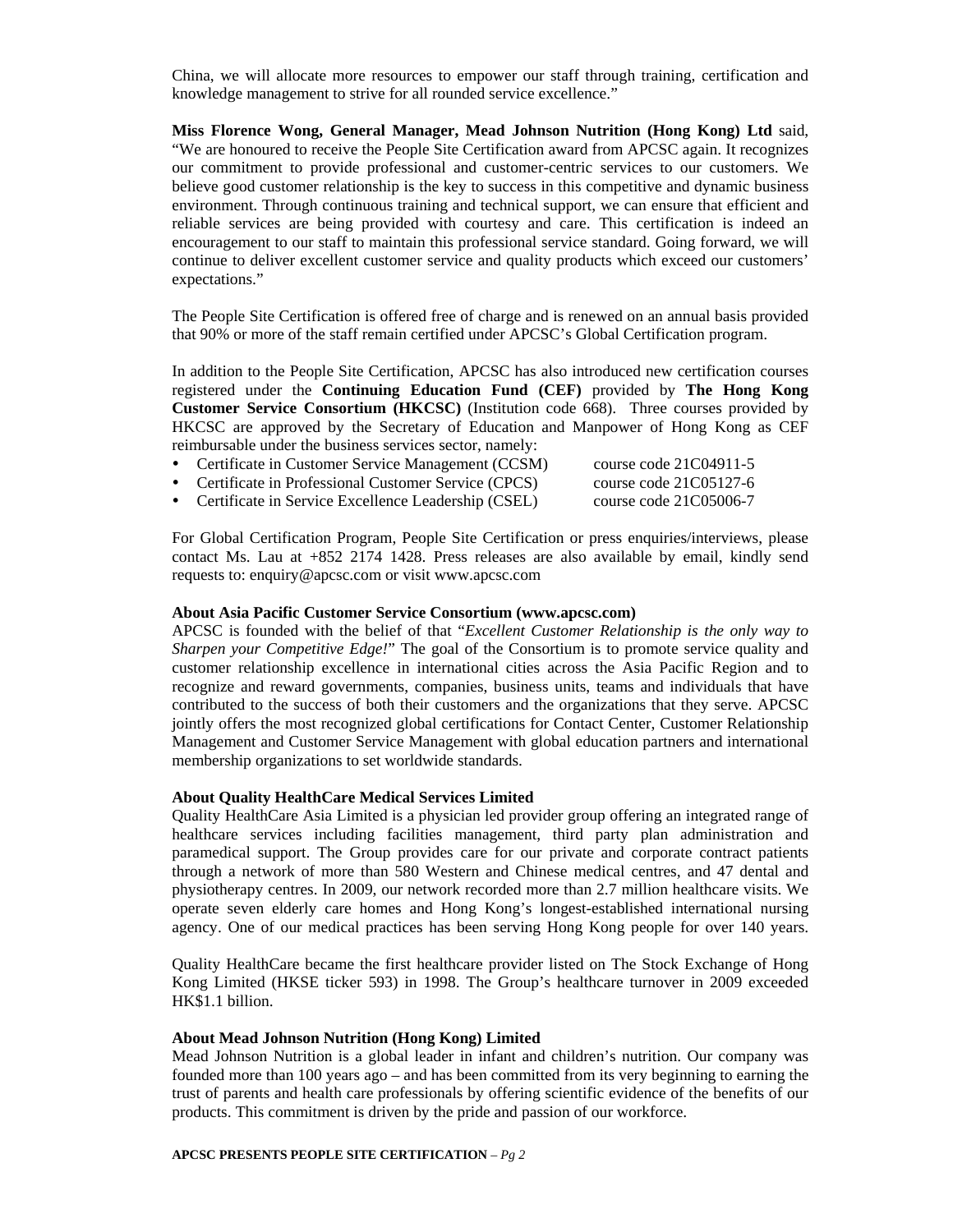China, we will allocate more resources to empower our staff through training, certification and knowledge management to strive for all rounded service excellence."

**Miss Florence Wong, General Manager, Mead Johnson Nutrition (Hong Kong) Ltd** said, "We are honoured to receive the People Site Certification award from APCSC again. It recognizes our commitment to provide professional and customer-centric services to our customers. We believe good customer relationship is the key to success in this competitive and dynamic business environment. Through continuous training and technical support, we can ensure that efficient and reliable services are being provided with courtesy and care. This certification is indeed an encouragement to our staff to maintain this professional service standard. Going forward, we will continue to deliver excellent customer service and quality products which exceed our customers' expectations."

The People Site Certification is offered free of charge and is renewed on an annual basis provided that 90% or more of the staff remain certified under APCSC's Global Certification program.

In addition to the People Site Certification, APCSC has also introduced new certification courses registered under the **Continuing Education Fund (CEF)** provided by **The Hong Kong Customer Service Consortium (HKCSC)** (Institution code 668). Three courses provided by HKCSC are approved by the Secretary of Education and Manpower of Hong Kong as CEF reimbursable under the business services sector, namely:

- Certificate in Customer Service Management (CCSM) course code 21C04911-5
- Certificate in Professional Customer Service (CPCS) course code 21C05127-6
- Certificate in Service Excellence Leadership (CSEL) course code 21C05006-7

For Global Certification Program, People Site Certification or press enquiries/interviews, please contact Ms. Lau at +852 2174 1428. Press releases are also available by email, kindly send requests to: enquiry@apcsc.com or visit www.apcsc.com

**About Asia Pacific Customer Service Consortium (www.apcsc.com)**
APCSC is founded with the belief of that "*Excellent Customer Relationship is the only way to Sharpen your Competitive Edge!*" The goal of the Consortium is to promote service quality and customer relationship excellence in international cities across the Asia Pacific Region and to recognize and reward governments, companies, business units, teams and individuals that have contributed to the success of both their customers and the organizations that they serve. APCSC jointly offers the most recognized global certifications for Contact Center, Customer Relationship Management and Customer Service Management with global education partners and international membership organizations to set worldwide standards.

**About Quality HealthCare Medical Services Limited**
Quality HealthCare Asia Limited is a physician led provider group offering an integrated range of healthcare services including facilities management, third party plan administration and paramedical support. The Group provides care for our private and corporate contract patients through a network of more than 580 Western and Chinese medical centres, and 47 dental and physiotherapy centres. In 2009, our network recorded more than 2.7 million healthcare visits. We operate seven elderly care homes and Hong Kong's longest-established international nursing agency. One of our medical practices has been serving Hong Kong people for over 140 years.

Quality HealthCare became the first healthcare provider listed on The Stock Exchange of Hong Kong Limited (HKSE ticker 593) in 1998. The Group's healthcare turnover in 2009 exceeded HK$1.1 billion.

**About Mead Johnson Nutrition (Hong Kong) Limited**
Mead Johnson Nutrition is a global leader in infant and children's nutrition. Our company was founded more than 100 years ago – and has been committed from its very beginning to earning the trust of parents and health care professionals by offering scientific evidence of the benefits of our products. This commitment is driven by the pride and passion of our workforce.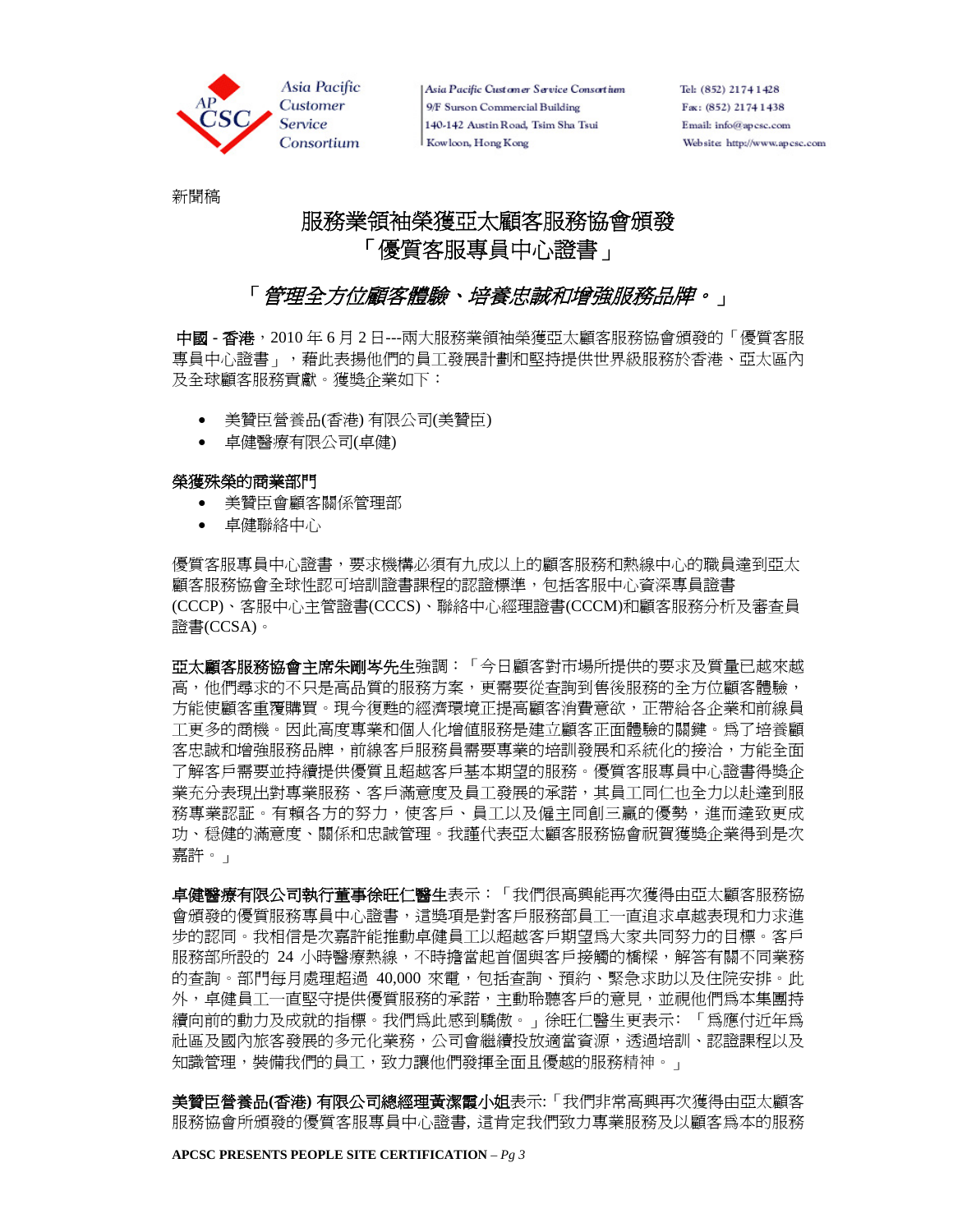新聞稿

# 服務業領袖榮獲亞太顧客服務協會頒發「優質客服專員中心證書」

## 「*管理全方位顧客體驗、培養忠誠和增強服務品牌。*」

**中國 - 香港**，2010 年 6 月 2 日---兩大服務業領袖榮獲亞太顧客服務協會頒發的「優質客服專員中心證書」，藉此表揚他們的員工發展計劃和堅持提供世界級服務於香港、亞太區內及全球顧客服務貢獻。獲獎企業如下：

- 美贊臣營養品(香港) 有限公司(美贊臣)
- 卓健醫療有限公司(卓健)

**榮獲殊榮的商業部門**

- 美贊臣會顧客關係管理部
- 卓健聯絡中心

優質客服專員中心證書，要求機構必須有九成以上的顧客服務和熱線中心的職員達到亞太顧客服務協會全球性認可培訓證書課程的認證標準，包括客服中心資深專員證書(CCCP)、客服中心主管證書(CCCS)、聯絡中心經理證書(CCCM)和顧客服務分析及審查員證書(CCSA)。

**亞太顧客服務協會主席朱剛岑先生**強調：「今日顧客對市場所提供的要求及質量已越來越高，他們尋求的不只是高品質的服務方案，更需要從查詢到售後服務的全方位顧客體驗，方能使顧客重覆購買。現今復甦的經濟環境正提高顧客消費意欲，正帶給各企業和前線員工更多的商機。因此高度專業和個人化增值服務是建立顧客正面體驗的關鍵。為了培養顧客忠誠和增強服務品牌，前線客戶服務員需要專業的培訓發展和系統化的接洽，方能全面了解客戶需要並持續提供優質且超越客戶基本期望的服務。優質客服專員中心證書得獎企業充分表現出對專業服務、客戶滿意度及員工發展的承諾，其員工同仁也全力以赴達到服務專業認証。有賴各方的努力，使客戶、員工以及僱主同創三贏的優勢，進而達致更成功、穩健的滿意度、關係和忠誠管理。我謹代表亞太顧客服務協會祝賀獲獎企業得到是次嘉許。」

**卓健醫療有限公司執行董事徐旺仁醫生**表示：「我們很高興能再次獲得由亞太顧客服務協會頒發的優質服務專員中心證書，這獎項是對客戶服務部員工一直追求卓越表現和力求進步的認同。我相信是次嘉許能推動卓健員工以超越客戶期望為大家共同努力的目標。客戶服務部所設的 24 小時醫療熱線，不時擔當起首個與客戶接觸的橋樑，解答有關不同業務的查詢。部門每月處理超過 40,000 來電，包括查詢、預約、緊急求助以及住院安排。此外，卓健員工一直堅守提供優質服務的承諾，主動聆聽客戶的意見，並視他們為本集團持續向前的動力及成就的指標。我們為此感到驕傲。」徐旺仁醫生更表示: 「為應付近年為社區及國內旅客發展的多元化業務，公司會繼續投放適當資源，透過培訓、認證課程以及知識管理，裝備我們的員工，致力讓他們發揮全面且優越的服務精神。」

**美贊臣營養品(香港) 有限公司總經理黃潔霞小姐**表示:「我們非常高興再次獲得由亞太顧客服務協會所頒發的優質客服專員中心證書, 這肯定我們致力專業服務及以顧客為本的服務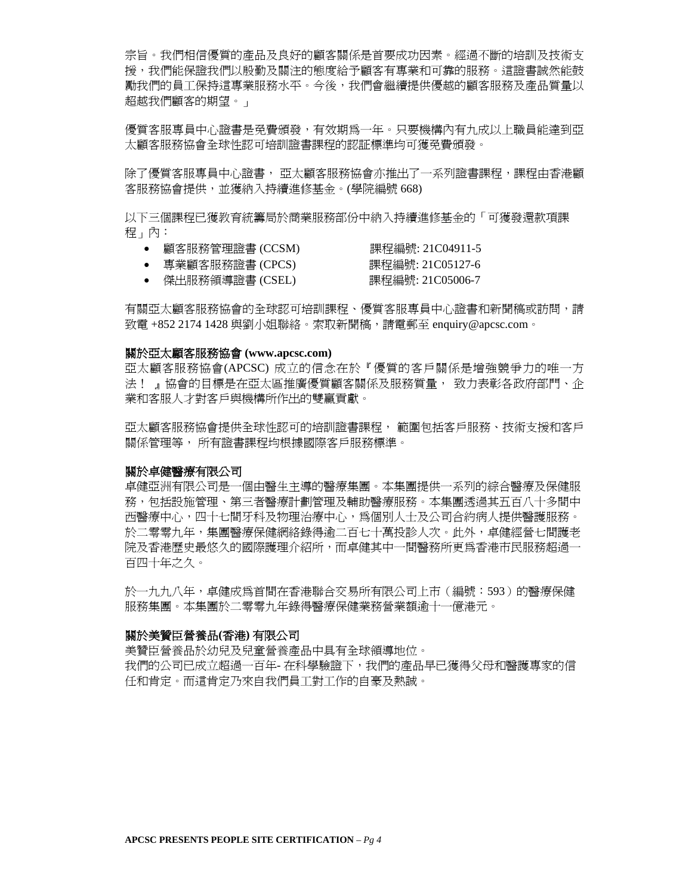宗旨。我們相信優質的產品及良好的顧客關係是首要成功因素。經過不斷的培訓及技術支援，我們能保證我們以殷勤及關注的態度給予顧客有專業和可靠的服務。這證書誠然能鼓勵我們的員工保持這專業服務水平。今後，我們會繼續提供優越的顧客服務及產品質量以超越我們顧客的期望。」

優質客服專員中心證書是免費頒發，有效期爲一年。只要機構內有九成以上職員能達到亞太顧客服務協會全球性認可培訓證書課程的認証標準均可獲免費頒發。

除了優質客服專員中心證書， 亞太顧客服務協會亦推出了一系列證書課程，課程由香港顧客服務協會提供，並獲納入持續進修基金。(學院編號 668)

以下三個課程已獲教育統籌局於商業服務部份中納入持續進修基金的「可獲發還款項課程」內：

- 顧客服務管理證書 (CCSM)　　課程編號: 21C04911-5
- 專業顧客服務證書 (CPCS)　　課程編號: 21C05127-6
- 傑出服務領導證書 (CSEL)　　課程編號: 21C05006-7

有關亞太顧客服務協會的全球認可培訓課程、優質客服專員中心證書和新聞稿或訪問，請致電 +852 2174 1428 與劉小姐聯絡。索取新聞稿，請電郵至 enquiry@apcsc.com。

**關於亞太顧客服務協會 (www.apcsc.com)**

亞太顧客服務協會(APCSC) 成立的信念在於『優質的客戶關係是增強競爭力的唯一方法！ 』協會的目標是在亞太區推廣優質顧客關係及服務質量， 致力表彰各政府部門、企業和客服人才對客戶與機構所作出的雙贏貢獻。

亞太顧客服務協會提供全球性認可的培訓證書課程， 範圍包括客戶服務、技術支援和客戶關係管理等， 所有證書課程均根據國際客戶服務標準。

**關於卓健醫療有限公司**

卓健亞洲有限公司是一個由醫生主導的醫療集團。本集團提供一系列的綜合醫療及保健服務，包括設施管理、第三者醫療計劃管理及輔助醫療服務。本集團透過其五百八十多間中西醫療中心，四十七間牙科及物理治療中心，爲個別人士及公司合約病人提供醫護服務。於二零零九年，集團醫療保健網絡錄得逾二百七十萬投診人次。此外，卓健經營七間護老院及香港歷史最悠久的國際護理介紹所，而卓健其中一間醫務所更爲香港市民服務超過一百四十年之久。

於一九九八年，卓健成爲首間在香港聯合交易所有限公司上市（編號：593）的醫療保健服務集團。本集團於二零零九年錄得醫療保健業務營業額逾十一億港元。

**關於美贊臣營養品(香港) 有限公司**

美贊臣營養品於幼兒及兒童營養產品中具有全球領導地位。
我們的公司已成立超過一百年- 在科學驗證下，我們的產品早已獲得父母和醫護專家的信任和肯定。而這肯定乃來自我們員工對工作的自豪及熱誠。